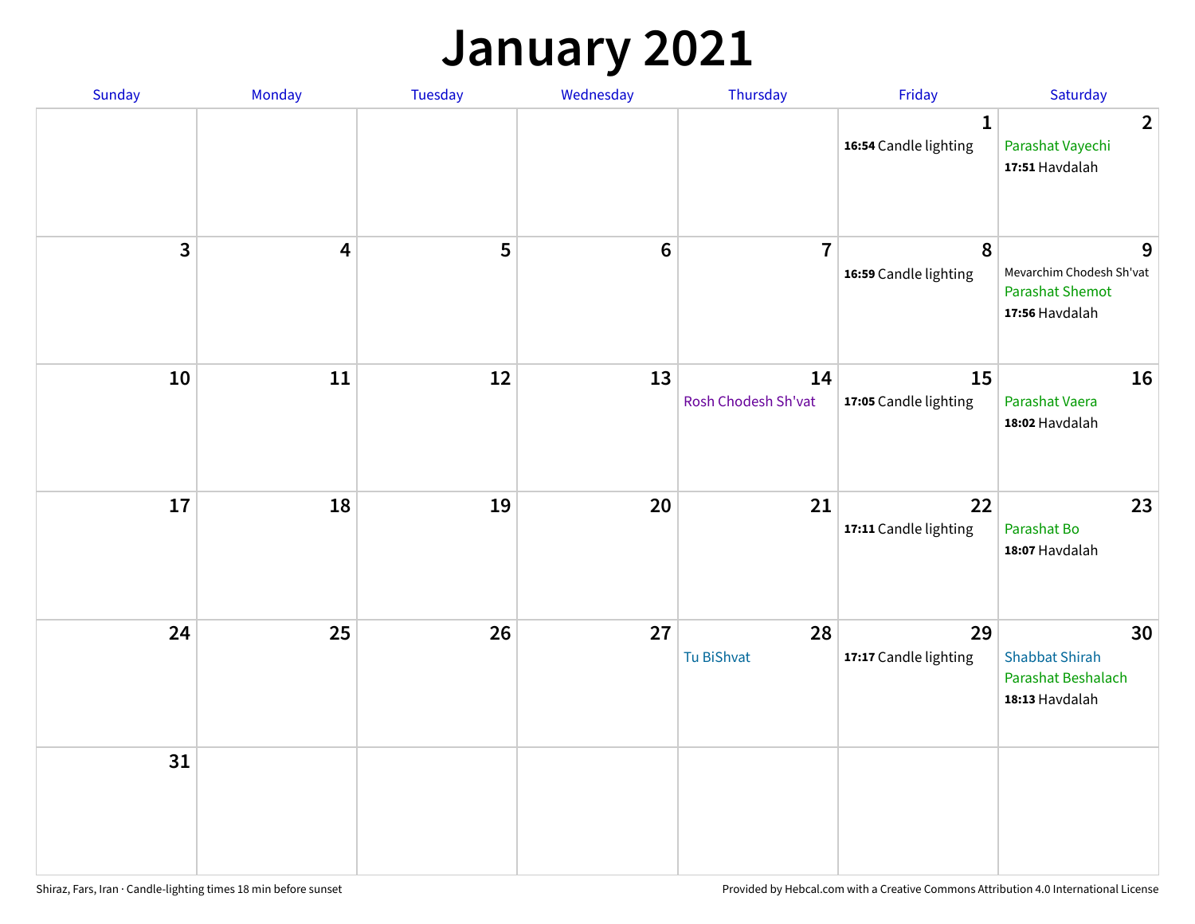# January 2021

| Sunday | Monday | Tuesday | Wednesday | Thursday | Friday | Saturday |
|---|---|---|---|---|---|---|
| | | | | | 1<br>**16:54** Candle lighting | 2<br>Parashat Vayechi<br>**17:51** Havdalah |
| 3 | 4 | 5 | 6 | 7 | 8<br>**16:59** Candle lighting | 9<br>Mevarchim Chodesh Sh'vat<br>Parashat Shemot<br>**17:56** Havdalah |
| 10 | 11 | 12 | 13 | 14<br>Rosh Chodesh Sh'vat | 15<br>**17:05** Candle lighting | 16<br>Parashat Vaera<br>**18:02** Havdalah |
| 17 | 18 | 19 | 20 | 21 | 22<br>**17:11** Candle lighting | 23<br>Parashat Bo<br>**18:07** Havdalah |
| 24 | 25 | 26 | 27 | 28<br>Tu BiShvat | 29<br>**17:17** Candle lighting | 30<br>Shabbat Shirah<br>Parashat Beshalach<br>**18:13** Havdalah |
| 31 | | | | | | |

Shiraz, Fars, Iran · Candle-lighting times 18 min before sunset

Provided by Hebcal.com with a Creative Commons Attribution 4.0 International License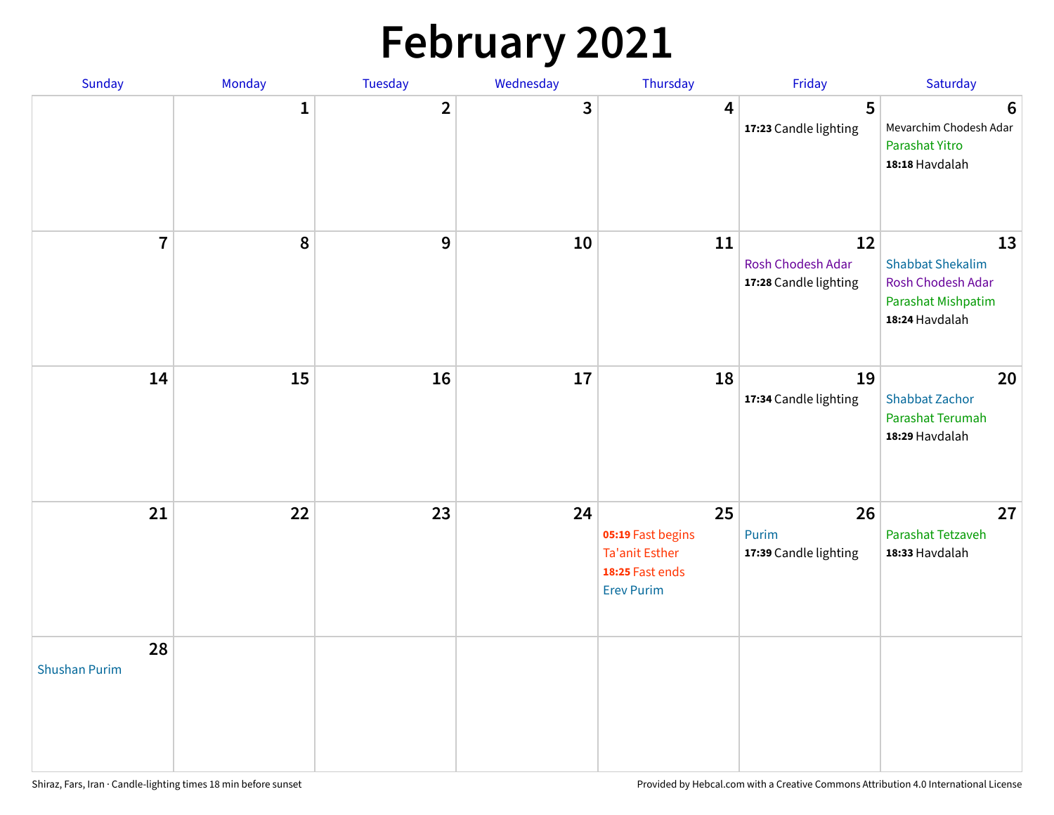# February 2021

| Sunday | Monday | Tuesday | Wednesday | Thursday | Friday | Saturday |
|---|---|---|---|---|---|---|
| | 1 | 2 | 3 | 4 | 5<br>**17:23** Candle lighting | 6<br>Mevarchim Chodesh Adar<br>Parashat Yitro<br>**18:18** Havdalah |
| 7 | 8 | 9 | 10 | 11 | 12<br>Rosh Chodesh Adar<br>**17:28** Candle lighting | 13<br>Shabbat Shekalim<br>Rosh Chodesh Adar<br>Parashat Mishpatim<br>**18:24** Havdalah |
| 14 | 15 | 16 | 17 | 18 | 19<br>**17:34** Candle lighting | 20<br>Shabbat Zachor<br>Parashat Terumah<br>**18:29** Havdalah |
| 21 | 22 | 23 | 24 | 25<br>**05:19** Fast begins<br>Ta'anit Esther<br>**18:25** Fast ends<br>Erev Purim | 26<br>Purim<br>**17:39** Candle lighting | 27<br>Parashat Tetzaveh<br>**18:33** Havdalah |
| 28<br>Shushan Purim | | | | | | |

Shiraz, Fars, Iran · Candle-lighting times 18 min before sunset

Provided by Hebcal.com with a Creative Commons Attribution 4.0 International License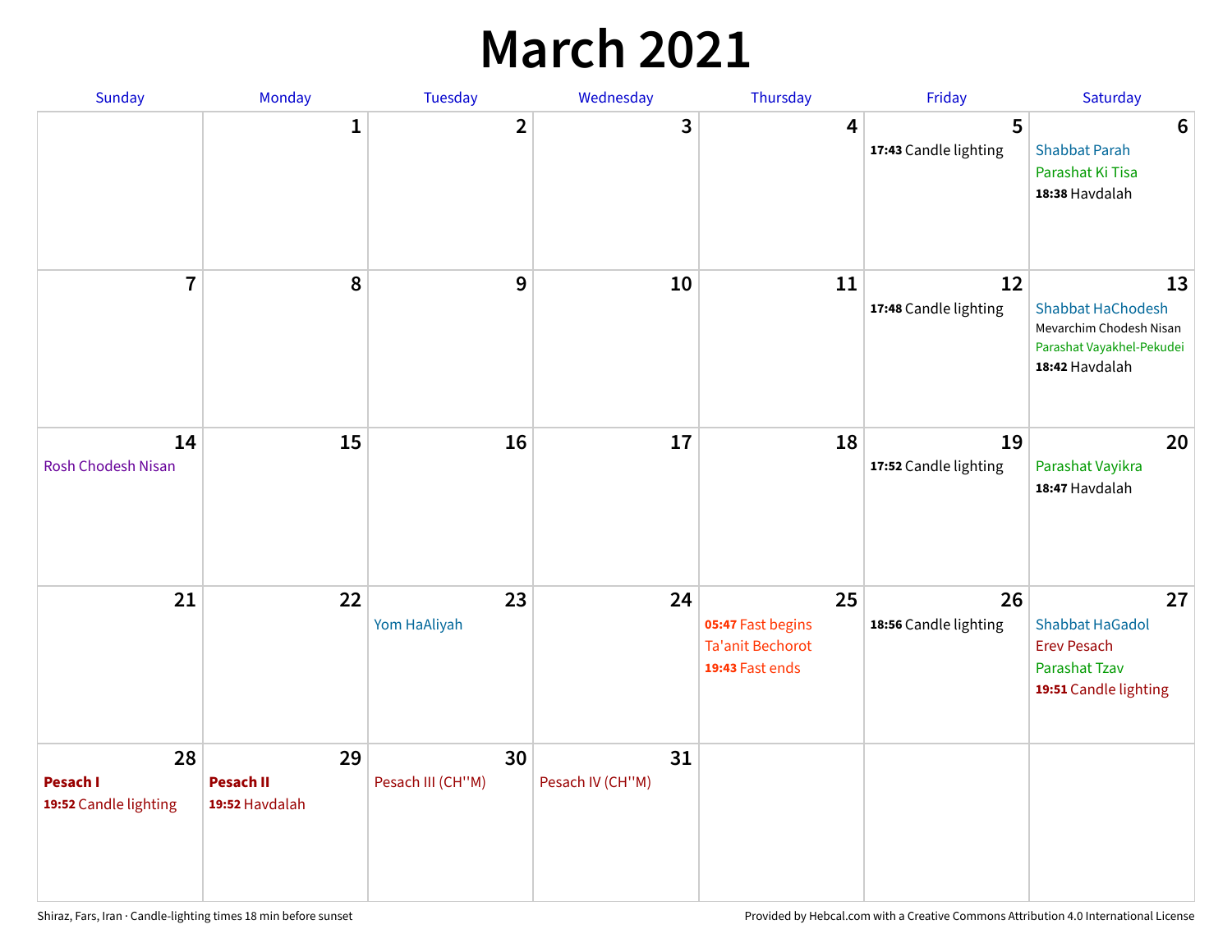# March 2021

| Sunday | Monday | Tuesday | Wednesday | Thursday | Friday | Saturday |
|---|---|---|---|---|---|---|
| | 1 | 2 | 3 | 4 | 5<br>**17:43** Candle lighting | 6<br>Shabbat Parah<br>Parashat Ki Tisa<br>**18:38** Havdalah |
| 7 | 8 | 9 | 10 | 11 | 12<br>**17:48** Candle lighting | 13<br>Shabbat HaChodesh<br>Mevarchim Chodesh Nisan<br>Parashat Vayakhel-Pekudei<br>**18:42** Havdalah |
| 14<br>Rosh Chodesh Nisan | 15 | 16 | 17 | 18 | 19<br>**17:52** Candle lighting | 20<br>Parashat Vayikra<br>**18:47** Havdalah |
| 21 | 22 | 23<br>Yom HaAliyah | 24 | 25<br>**05:47** Fast begins<br>Ta'anit Bechorot<br>**19:43** Fast ends | 26<br>**18:56** Candle lighting | 27<br>Shabbat HaGadol<br>Erev Pesach<br>Parashat Tzav<br>**19:51** Candle lighting |
| 28<br>**Pesach I**<br>**19:52** Candle lighting | 29<br>**Pesach II**<br>**19:52** Havdalah | 30<br>Pesach III (CH''M) | 31<br>Pesach IV (CH''M) | | | |

Shiraz, Fars, Iran · Candle-lighting times 18 min before sunset

Provided by Hebcal.com with a Creative Commons Attribution 4.0 International License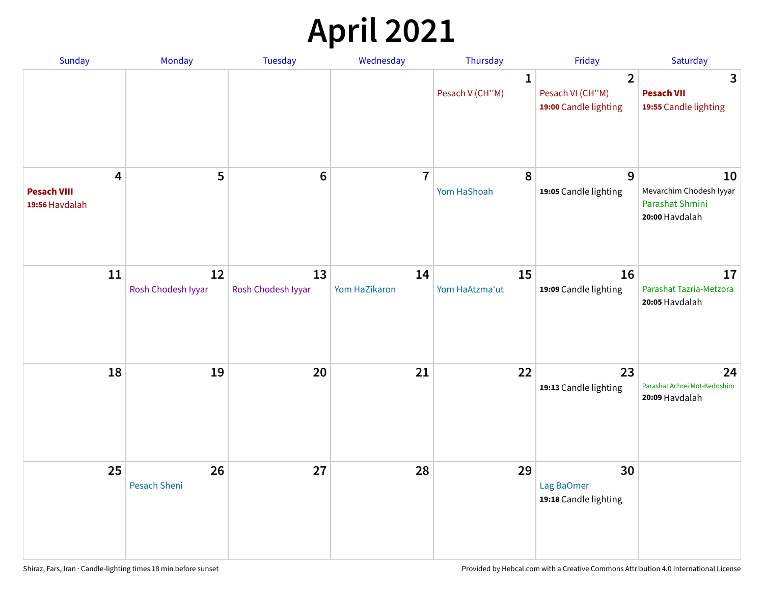# April 2021

| Sunday | Monday | Tuesday | Wednesday | Thursday | Friday | Saturday |
|---|---|---|---|---|---|---|
| | | | | **1** Pesach V (CH''M) | **2** Pesach VI (CH''M) **19:00** Candle lighting | **3** **Pesach VII** **19:55** Candle lighting |
| **4** **Pesach VIII** **19:56** Havdalah | **5** | **6** | **7** | **8** Yom HaShoah | **9** **19:05** Candle lighting | **10** Mevarchim Chodesh Iyyar Parashat Shmini **20:00** Havdalah |
| **11** | **12** Rosh Chodesh Iyyar | **13** Rosh Chodesh Iyyar | **14** Yom HaZikaron | **15** Yom HaAtzma'ut | **16** **19:09** Candle lighting | **17** Parashat Tazria-Metzora **20:05** Havdalah |
| **18** | **19** | **20** | **21** | **22** | **23** **19:13** Candle lighting | **24** Parashat Achrei Mot-Kedoshim **20:09** Havdalah |
| **25** | **26** Pesach Sheni | **27** | **28** | **29** | **30** Lag BaOmer **19:18** Candle lighting | |

Shiraz, Fars, Iran · Candle-lighting times 18 min before sunset

Provided by Hebcal.com with a Creative Commons Attribution 4.0 International License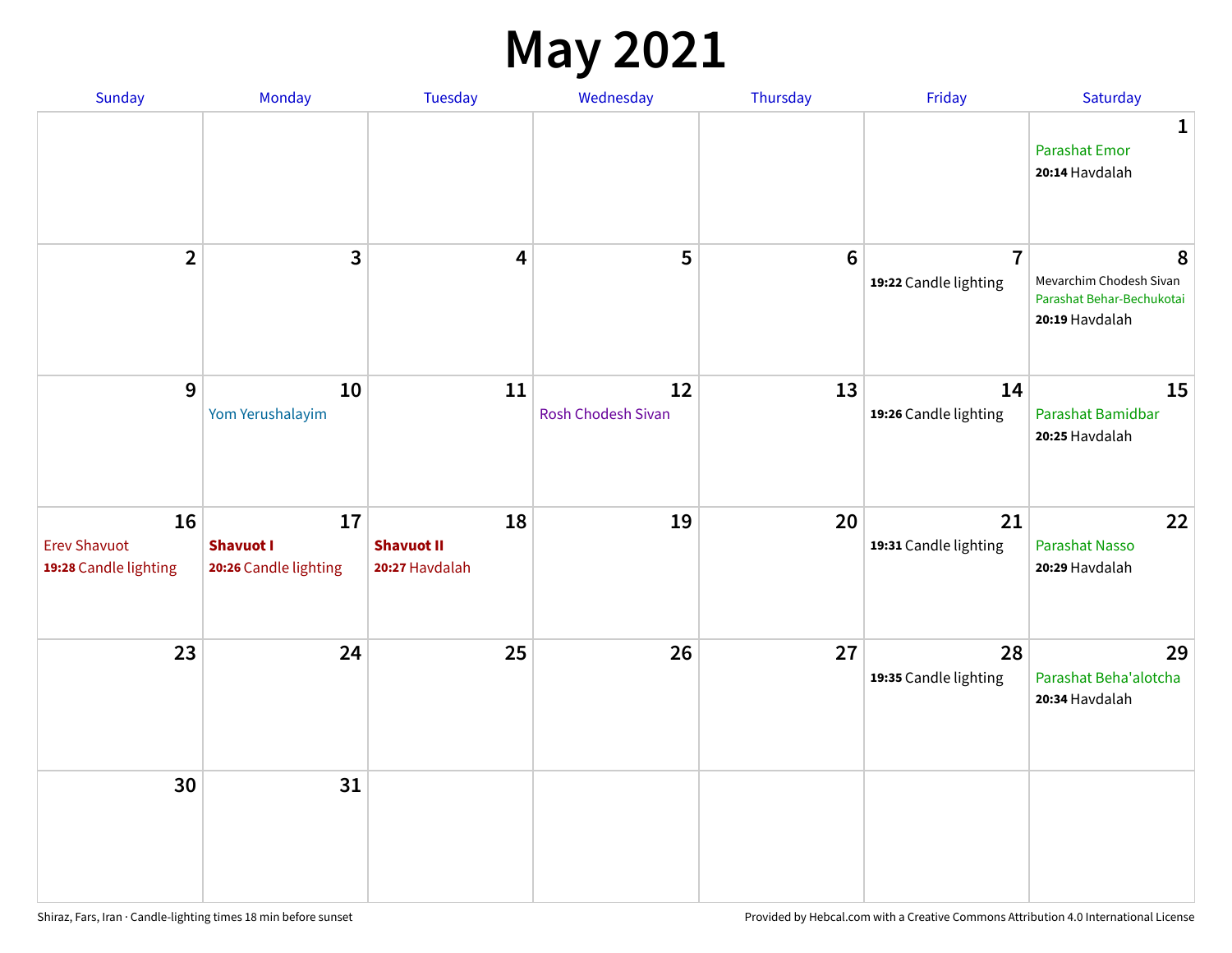# May 2021

| Sunday | Monday | Tuesday | Wednesday | Thursday | Friday | Saturday |
|---|---|---|---|---|---|---|
| | | | | | | **1** Parashat Emor **20:14** Havdalah |
| **2** | **3** | **4** | **5** | **6** | **7** **19:22** Candle lighting | **8** Mevarchim Chodesh Sivan Parashat Behar-Bechukotai **20:19** Havdalah |
| **9** | **10** Yom Yerushalayim | **11** | **12** Rosh Chodesh Sivan | **13** | **14** **19:26** Candle lighting | **15** Parashat Bamidbar **20:25** Havdalah |
| **16** Erev Shavuot **19:28** Candle lighting | **17** **Shavuot I** **20:26** Candle lighting | **18** **Shavuot II** **20:27** Havdalah | **19** | **20** | **21** **19:31** Candle lighting | **22** Parashat Nasso **20:29** Havdalah |
| **23** | **24** | **25** | **26** | **27** | **28** **19:35** Candle lighting | **29** Parashat Beha'alotcha **20:34** Havdalah |
| **30** | **31** | | | | | |

Shiraz, Fars, Iran · Candle-lighting times 18 min before sunset

Provided by Hebcal.com with a Creative Commons Attribution 4.0 International License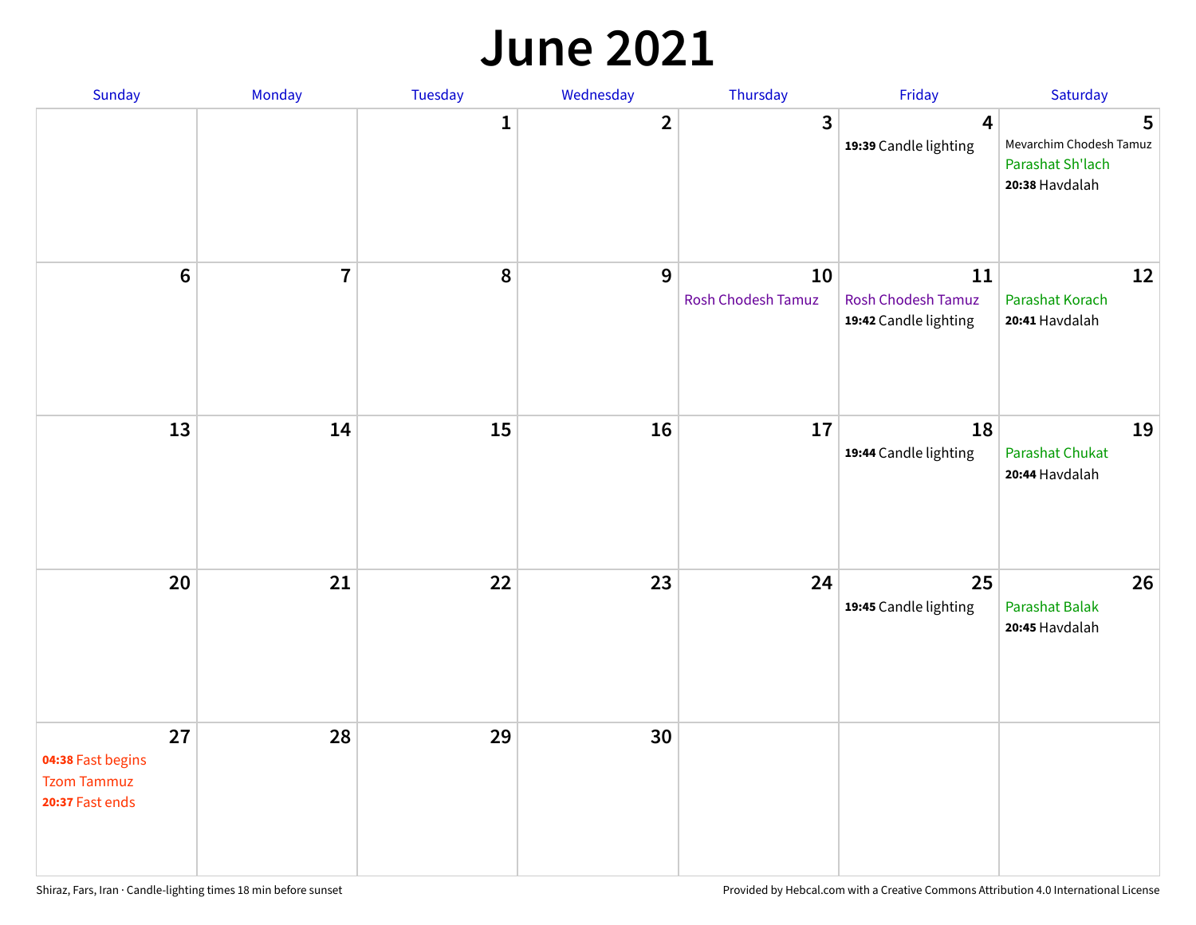# June 2021

| Sunday | Monday | Tuesday | Wednesday | Thursday | Friday | Saturday |
|---|---|---|---|---|---|---|
| | | 1 | 2 | 3 | 4<br>**19:39** Candle lighting | 5<br>Mevarchim Chodesh Tamuz<br>Parashat Sh'lach<br>**20:38** Havdalah |
| 6 | 7 | 8 | 9 | 10<br>Rosh Chodesh Tamuz | 11<br>Rosh Chodesh Tamuz<br>**19:42** Candle lighting | 12<br>Parashat Korach<br>**20:41** Havdalah |
| 13 | 14 | 15 | 16 | 17 | 18<br>**19:44** Candle lighting | 19<br>Parashat Chukat<br>**20:44** Havdalah |
| 20 | 21 | 22 | 23 | 24 | 25<br>**19:45** Candle lighting | 26<br>Parashat Balak<br>**20:45** Havdalah |
| 27<br>**04:38** Fast begins<br>Tzom Tammuz<br>**20:37** Fast ends | 28 | 29 | 30 | | | |

Shiraz, Fars, Iran · Candle-lighting times 18 min before sunset

Provided by Hebcal.com with a Creative Commons Attribution 4.0 International License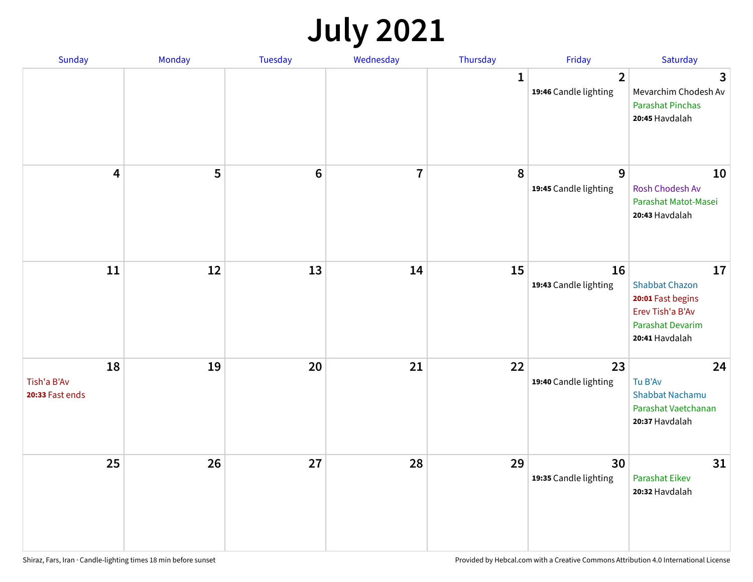# July 2021

| Sunday | Monday | Tuesday | Wednesday | Thursday | Friday | Saturday |
|---|---|---|---|---|---|---|
| | | | | 1 | 2<br>**19:46** Candle lighting | 3<br>Mevarchim Chodesh Av<br>Parashat Pinchas<br>**20:45** Havdalah |
| 4 | 5 | 6 | 7 | 8 | 9<br>**19:45** Candle lighting | 10<br>Rosh Chodesh Av<br>Parashat Matot-Masei<br>**20:43** Havdalah |
| 11 | 12 | 13 | 14 | 15 | 16<br>**19:43** Candle lighting | 17<br>Shabbat Chazon<br>**20:01** Fast begins<br>Erev Tish'a B'Av<br>Parashat Devarim<br>**20:41** Havdalah |
| 18<br>Tish'a B'Av<br>**20:33** Fast ends | 19 | 20 | 21 | 22 | 23<br>**19:40** Candle lighting | 24<br>Tu B'Av<br>Shabbat Nachamu<br>Parashat Vaetchanan<br>**20:37** Havdalah |
| 25 | 26 | 27 | 28 | 29 | 30<br>**19:35** Candle lighting | 31<br>Parashat Eikev<br>**20:32** Havdalah |

Shiraz, Fars, Iran · Candle-lighting times 18 min before sunset

Provided by Hebcal.com with a Creative Commons Attribution 4.0 International License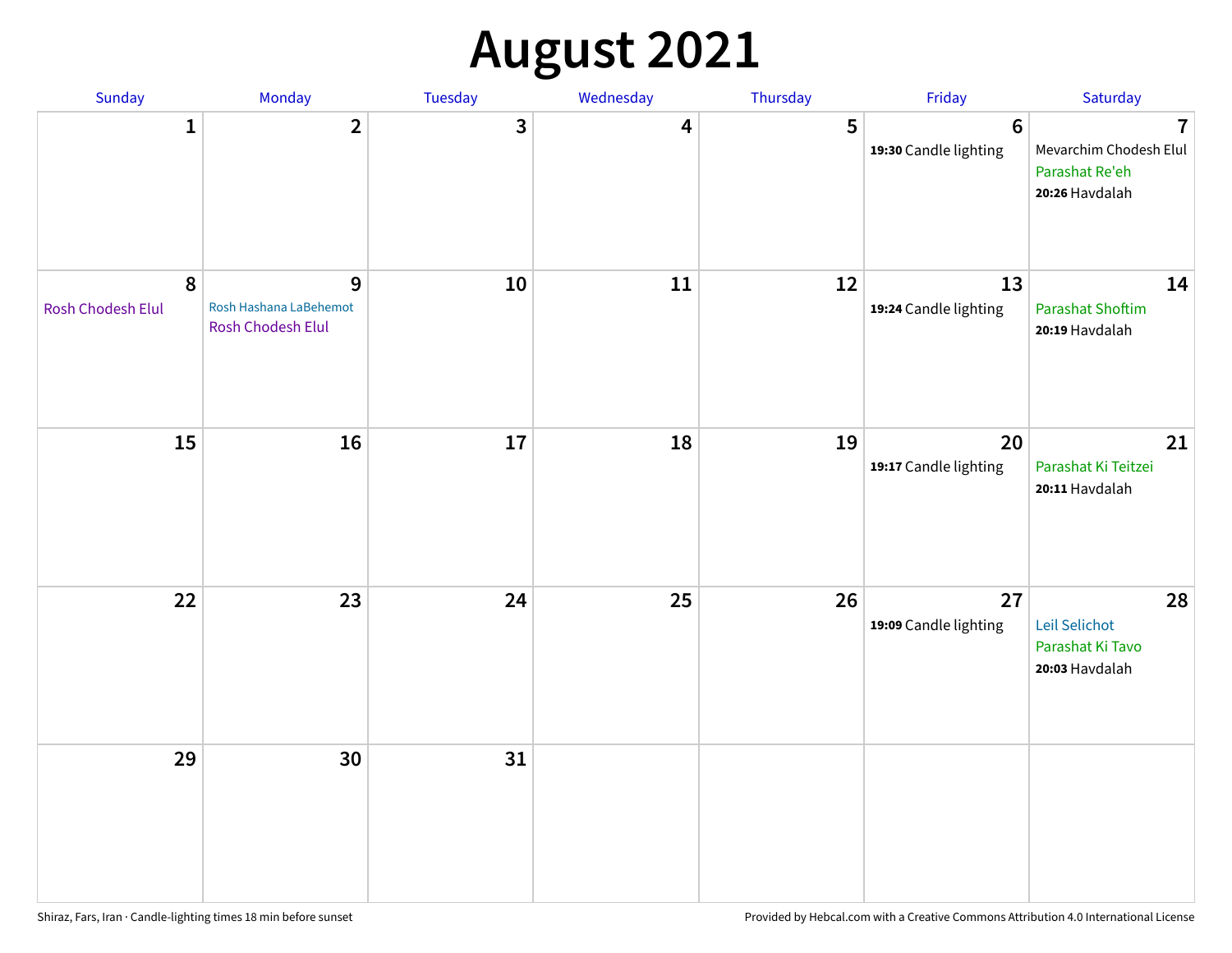# August 2021

| Sunday | Monday | Tuesday | Wednesday | Thursday | Friday | Saturday |
|---|---|---|---|---|---|---|
| 1 | 2 | 3 | 4 | 5 | 6<br>**19:30** Candle lighting | 7<br>Mevarchim Chodesh Elul<br>Parashat Re'eh<br>**20:26** Havdalah |
| 8<br>Rosh Chodesh Elul | 9<br>Rosh Hashana LaBehemot<br>Rosh Chodesh Elul | 10 | 11 | 12 | 13<br>**19:24** Candle lighting | 14<br>Parashat Shoftim<br>**20:19** Havdalah |
| 15 | 16 | 17 | 18 | 19 | 20<br>**19:17** Candle lighting | 21<br>Parashat Ki Teitzei<br>**20:11** Havdalah |
| 22 | 23 | 24 | 25 | 26 | 27<br>**19:09** Candle lighting | 28<br>Leil Selichot<br>Parashat Ki Tavo<br>**20:03** Havdalah |
| 29 | 30 | 31 | | | | |

Shiraz, Fars, Iran · Candle-lighting times 18 min before sunset

Provided by Hebcal.com with a Creative Commons Attribution 4.0 International License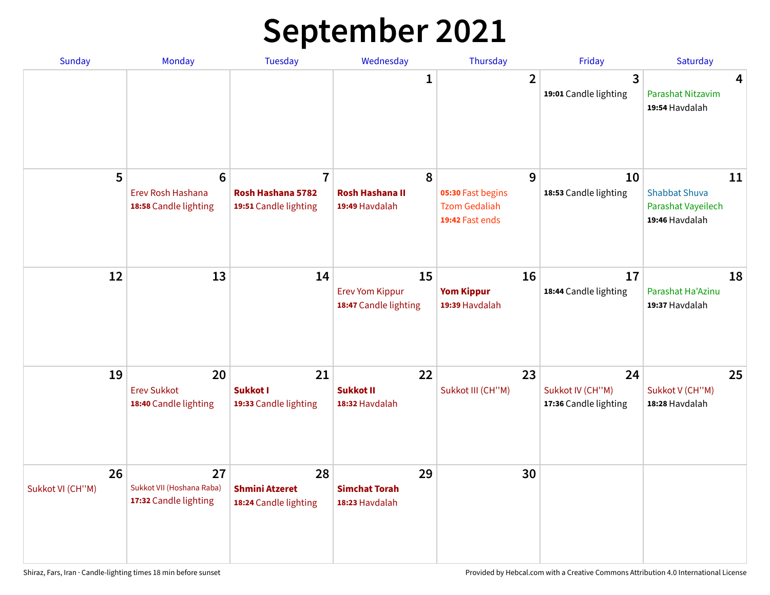# September 2021

| Sunday | Monday | Tuesday | Wednesday | Thursday | Friday | Saturday |
|---|---|---|---|---|---|---|
| | | | 1 | 2 | 3<br>**19:01** Candle lighting | 4<br>Parashat Nitzavim<br>**19:54** Havdalah |
| 5 | 6<br>Erev Rosh Hashana<br>**18:58** Candle lighting | 7<br>**Rosh Hashana 5782**<br>**19:51** Candle lighting | 8<br>**Rosh Hashana II**<br>**19:49** Havdalah | 9<br>**05:30** Fast begins<br>Tzom Gedaliah<br>**19:42** Fast ends | 10<br>**18:53** Candle lighting | 11<br>Shabbat Shuva<br>Parashat Vayeilech<br>**19:46** Havdalah |
| 12 | 13 | 14 | 15<br>Erev Yom Kippur<br>**18:47** Candle lighting | 16<br>**Yom Kippur**<br>**19:39** Havdalah | 17<br>**18:44** Candle lighting | 18<br>Parashat Ha'Azinu<br>**19:37** Havdalah |
| 19 | 20<br>Erev Sukkot<br>**18:40** Candle lighting | 21<br>**Sukkot I**<br>**19:33** Candle lighting | 22<br>**Sukkot II**<br>**18:32** Havdalah | 23<br>Sukkot III (CH''M) | 24<br>Sukkot IV (CH''M)<br>**17:36** Candle lighting | 25<br>Sukkot V (CH''M)<br>**18:28** Havdalah |
| 26<br>Sukkot VI (CH''M) | 27<br>Sukkot VII (Hoshana Raba)<br>**17:32** Candle lighting | 28<br>**Shmini Atzeret**<br>**18:24** Candle lighting | 29<br>**Simchat Torah**<br>**18:23** Havdalah | 30 | | |

Shiraz, Fars, Iran · Candle-lighting times 18 min before sunset

Provided by Hebcal.com with a Creative Commons Attribution 4.0 International License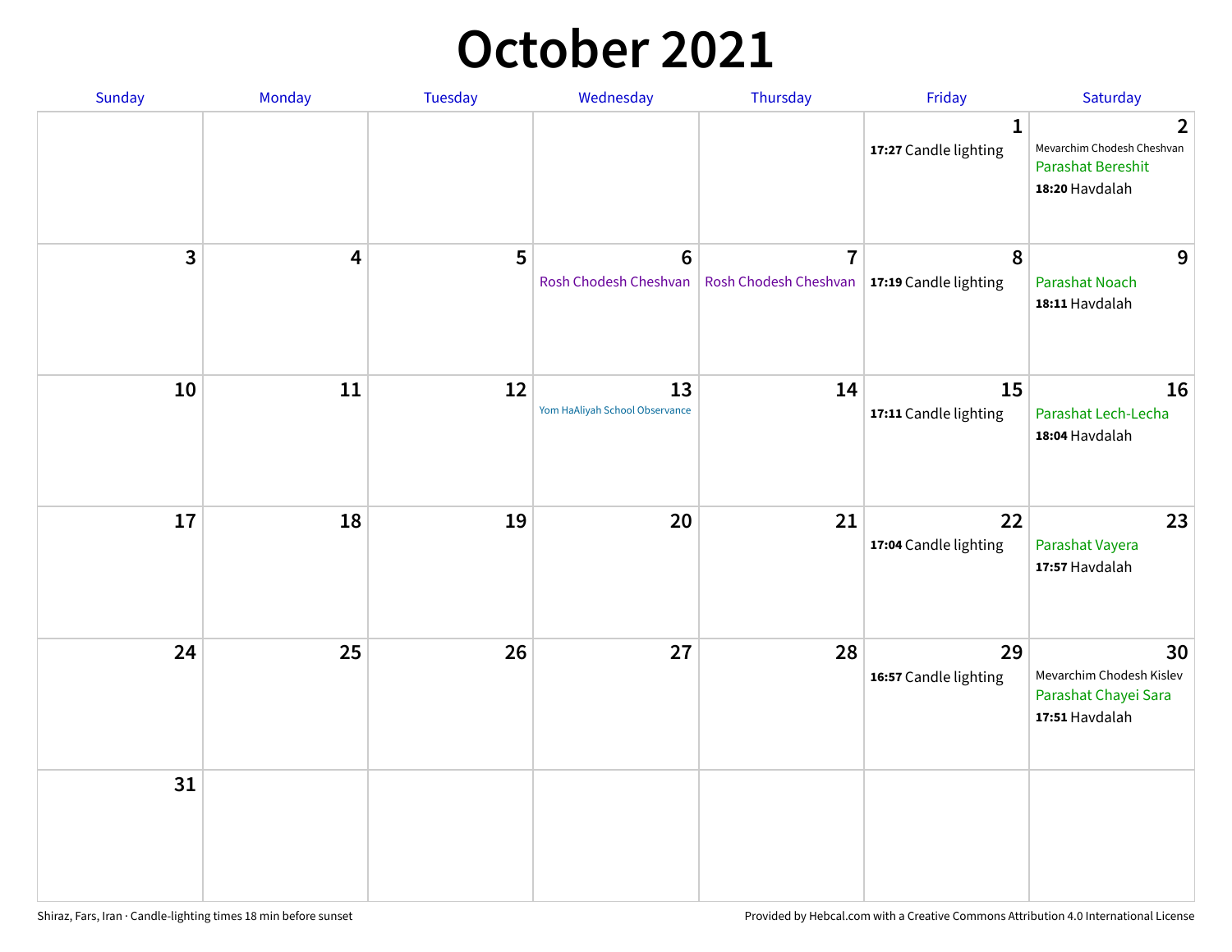# October 2021

| Sunday | Monday | Tuesday | Wednesday | Thursday | Friday | Saturday |
|---|---|---|---|---|---|---|
| | | | | | 1<br>**17:27** Candle lighting | 2<br>Mevarchim Chodesh Cheshvan<br>Parashat Bereshit<br>**18:20** Havdalah |
| 3 | 4 | 5 | 6<br>Rosh Chodesh Cheshvan | 7<br>Rosh Chodesh Cheshvan | 8<br>**17:19** Candle lighting | 9<br>Parashat Noach<br>**18:11** Havdalah |
| 10 | 11 | 12 | 13<br>Yom HaAliyah School Observance | 14 | 15<br>**17:11** Candle lighting | 16<br>Parashat Lech-Lecha<br>**18:04** Havdalah |
| 17 | 18 | 19 | 20 | 21 | 22<br>**17:04** Candle lighting | 23<br>Parashat Vayera<br>**17:57** Havdalah |
| 24 | 25 | 26 | 27 | 28 | 29<br>**16:57** Candle lighting | 30<br>Mevarchim Chodesh Kislev<br>Parashat Chayei Sara<br>**17:51** Havdalah |
| 31 | | | | | | |

Shiraz, Fars, Iran · Candle-lighting times 18 min before sunset

Provided by Hebcal.com with a Creative Commons Attribution 4.0 International License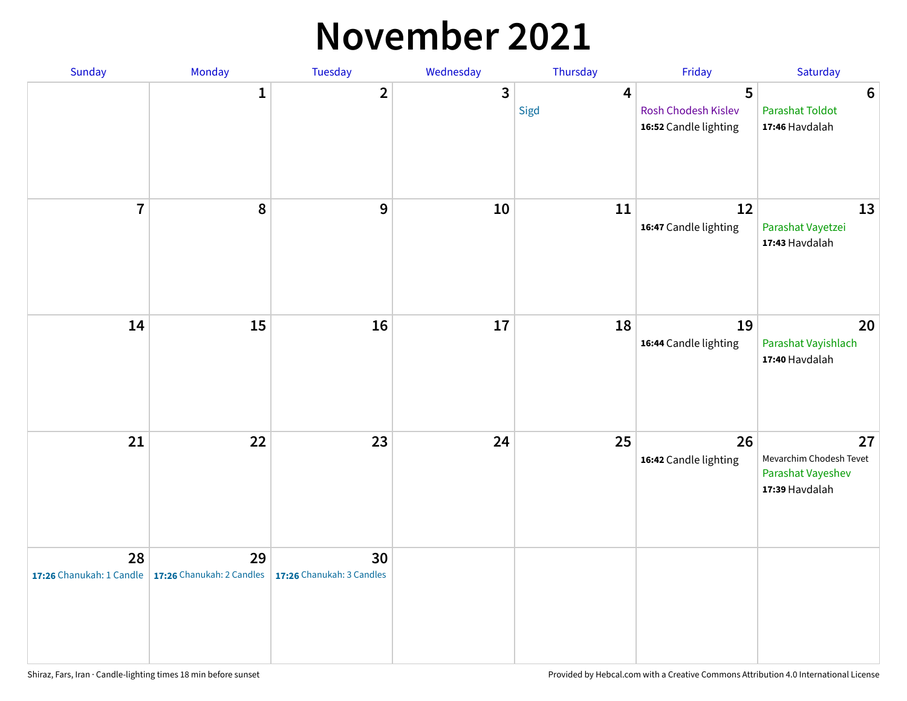# November 2021

| Sunday | Monday | Tuesday | Wednesday | Thursday | Friday | Saturday |
|---|---|---|---|---|---|---|
| | 1 | 2 | 3 | 4<br>Sigd | 5<br>Rosh Chodesh Kislev<br>**16:52** Candle lighting | 6<br>Parashat Toldot<br>**17:46** Havdalah |
| 7 | 8 | 9 | 10 | 11 | 12<br>**16:47** Candle lighting | 13<br>Parashat Vayetzei<br>**17:43** Havdalah |
| 14 | 15 | 16 | 17 | 18 | 19<br>**16:44** Candle lighting | 20<br>Parashat Vayishlach<br>**17:40** Havdalah |
| 21 | 22 | 23 | 24 | 25 | 26<br>**16:42** Candle lighting | 27<br>Mevarchim Chodesh Tevet<br>Parashat Vayeshev<br>**17:39** Havdalah |
| 28<br>**17:26** Chanukah: 1 Candle | 29<br>**17:26** Chanukah: 2 Candles | 30<br>**17:26** Chanukah: 3 Candles | | | | |

Shiraz, Fars, Iran · Candle-lighting times 18 min before sunset

Provided by Hebcal.com with a Creative Commons Attribution 4.0 International License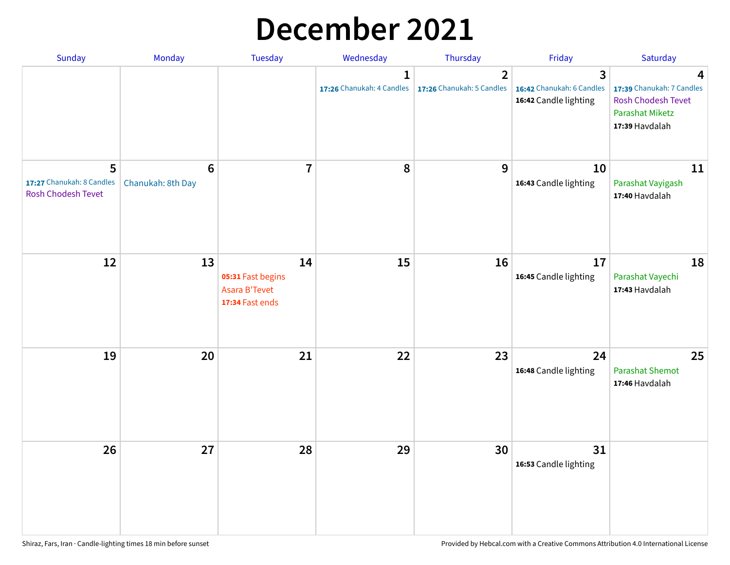# December 2021

| Sunday | Monday | Tuesday | Wednesday | Thursday | Friday | Saturday |
|---|---|---|---|---|---|---|
| | | | **1**<br>**17:26** Chanukah: 4 Candles | **2**<br>**17:26** Chanukah: 5 Candles | **3**<br>**16:42** Chanukah: 6 Candles<br>**16:42** Candle lighting | **4**<br>**17:39** Chanukah: 7 Candles<br>Rosh Chodesh Tevet<br>Parashat Miketz<br>**17:39** Havdalah |
| **5**<br>**17:27** Chanukah: 8 Candles<br>Rosh Chodesh Tevet | **6**<br>Chanukah: 8th Day | **7** | **8** | **9** | **10**<br>**16:43** Candle lighting | **11**<br>Parashat Vayigash<br>**17:40** Havdalah |
| **12** | **13** | **14**<br>**05:31** Fast begins<br>Asara B'Tevet<br>**17:34** Fast ends | **15** | **16** | **17**<br>**16:45** Candle lighting | **18**<br>Parashat Vayechi<br>**17:43** Havdalah |
| **19** | **20** | **21** | **22** | **23** | **24**<br>**16:48** Candle lighting | **25**<br>Parashat Shemot<br>**17:46** Havdalah |
| **26** | **27** | **28** | **29** | **30** | **31**<br>**16:53** Candle lighting | |

Shiraz, Fars, Iran · Candle-lighting times 18 min before sunset

Provided by Hebcal.com with a Creative Commons Attribution 4.0 International License